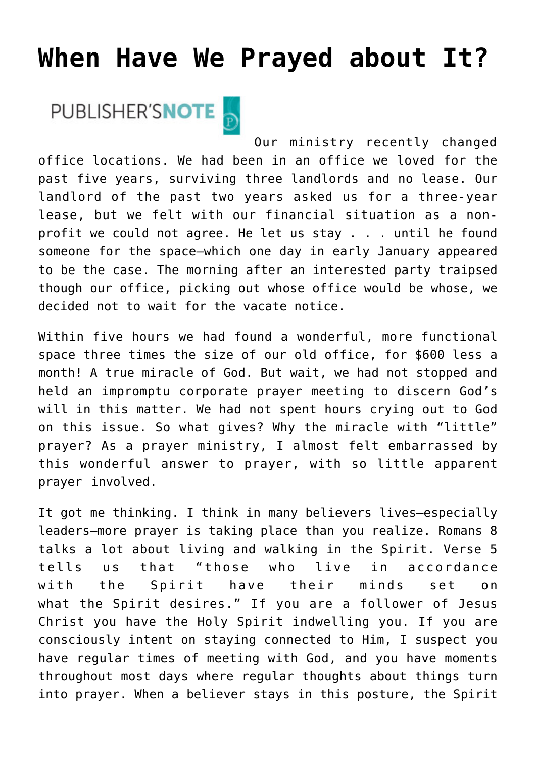# When Have We Prayed about It?

PUBLISHER'SNOTE

Our ministry recently changed office locations. We had been in an office we loved for the past five years, surviving three landlords and no lease. Our landlord of the past two years asked us for a three-year lease, but we felt with our financial situation as a non-profit we could not agree. He let us stay . . . until he found someone for the space—which one day in early January appeared to be the case. The morning after an interested party traipsed though our office, picking out whose office would be whose, we decided not to wait for the vacate notice.

Within five hours we had found a wonderful, more functional space three times the size of our old office, for $600 less a month! A true miracle of God. But wait, we had not stopped and held an impromptu corporate prayer meeting to discern God's will in this matter. We had not spent hours crying out to God on this issue. So what gives? Why the miracle with "little" prayer? As a prayer ministry, I almost felt embarrassed by this wonderful answer to prayer, with so little apparent prayer involved.

It got me thinking. I think in many believers lives—especially leaders—more prayer is taking place than you realize. Romans 8 talks a lot about living and walking in the Spirit. Verse 5 tells us that "those who live in accordance with the Spirit have their minds set on what the Spirit desires." If you are a follower of Jesus Christ you have the Holy Spirit indwelling you. If you are consciously intent on staying connected to Him, I suspect you have regular times of meeting with God, and you have moments throughout most days where regular thoughts about things turn into prayer. When a believer stays in this posture, the Spirit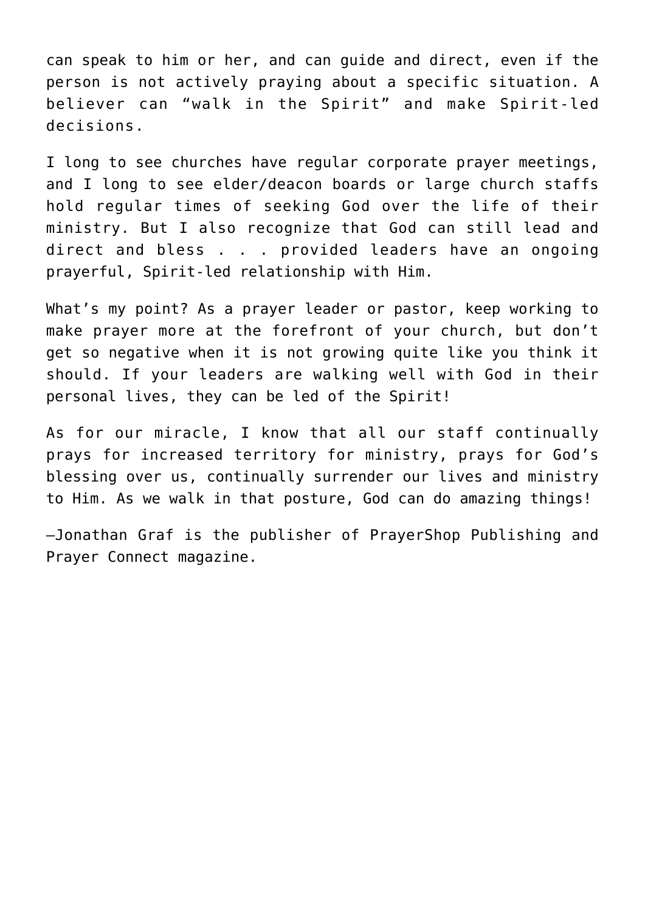can speak to him or her, and can guide and direct, even if the person is not actively praying about a specific situation. A believer can "walk in the Spirit" and make Spirit-led decisions.

I long to see churches have regular corporate prayer meetings, and I long to see elder/deacon boards or large church staffs hold regular times of seeking God over the life of their ministry. But I also recognize that God can still lead and direct and bless . . . provided leaders have an ongoing prayerful, Spirit-led relationship with Him.

What's my point? As a prayer leader or pastor, keep working to make prayer more at the forefront of your church, but don't get so negative when it is not growing quite like you think it should. If your leaders are walking well with God in their personal lives, they can be led of the Spirit!

As for our miracle, I know that all our staff continually prays for increased territory for ministry, prays for God's blessing over us, continually surrender our lives and ministry to Him. As we walk in that posture, God can do amazing things!

—Jonathan Graf is the publisher of PrayerShop Publishing and Prayer Connect magazine.